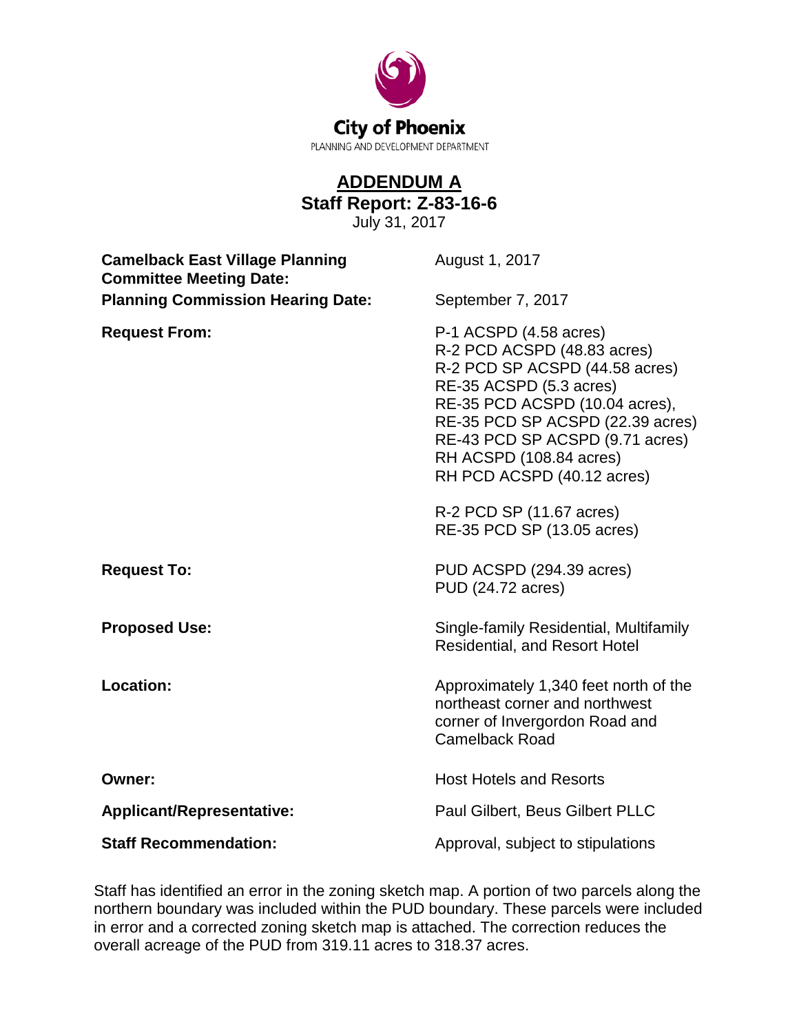City of Phoenix

PLANNING AND DEVELOPMENT DEPARTMENT

# ADDENDUM A

## Staff Report: Z-83-16-6

July 31, 2017

| | |
|---|---|
| **Camelback East Village Planning Committee Meeting Date:** | August 1, 2017 |
| **Planning Commission Hearing Date:** | September 7, 2017 |
| **Request From:** | P-1 ACSPD (4.58 acres)<br>R-2 PCD ACSPD (48.83 acres)<br>R-2 PCD SP ACSPD (44.58 acres)<br>RE-35 ACSPD (5.3 acres)<br>RE-35 PCD ACSPD (10.04 acres),<br>RE-35 PCD SP ACSPD (22.39 acres)<br>RE-43 PCD SP ACSPD (9.71 acres)<br>RH ACSPD (108.84 acres)<br>RH PCD ACSPD (40.12 acres)<br><br>R-2 PCD SP (11.67 acres)<br>RE-35 PCD SP (13.05 acres) |
| **Request To:** | PUD ACSPD (294.39 acres)<br>PUD (24.72 acres) |
| **Proposed Use:** | Single-family Residential, Multifamily Residential, and Resort Hotel |
| **Location:** | Approximately 1,340 feet north of the northeast corner and northwest corner of Invergordon Road and Camelback Road |
| **Owner:** | Host Hotels and Resorts |
| **Applicant/Representative:** | Paul Gilbert, Beus Gilbert PLLC |
| **Staff Recommendation:** | Approval, subject to stipulations |

Staff has identified an error in the zoning sketch map. A portion of two parcels along the northern boundary was included within the PUD boundary. These parcels were included in error and a corrected zoning sketch map is attached. The correction reduces the overall acreage of the PUD from 319.11 acres to 318.37 acres.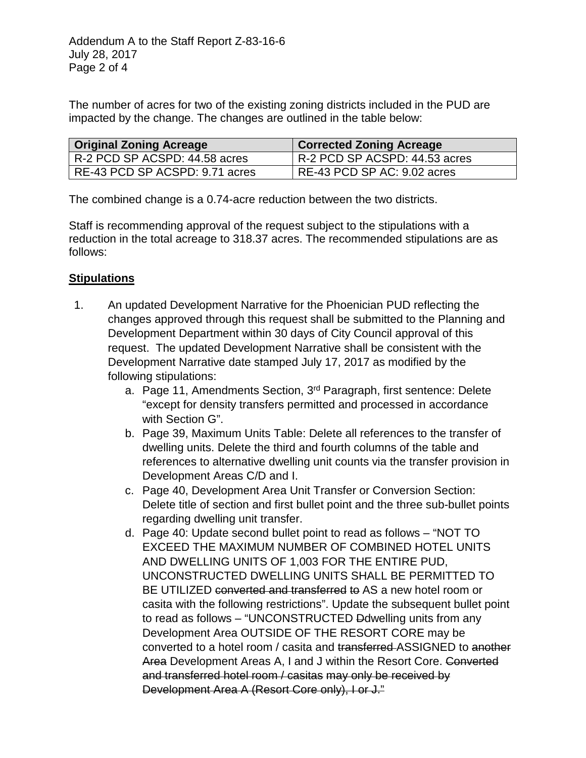The number of acres for two of the existing zoning districts included in the PUD are impacted by the change. The changes are outlined in the table below:

| Original Zoning Acreage | Corrected Zoning Acreage |
|---|---|
| R-2 PCD SP ACSPD: 44.58 acres | R-2 PCD SP ACSPD: 44.53 acres |
| RE-43 PCD SP ACSPD: 9.71 acres | RE-43 PCD SP AC: 9.02 acres |

The combined change is a 0.74-acre reduction between the two districts.

Staff is recommending approval of the request subject to the stipulations with a reduction in the total acreage to 318.37 acres. The recommended stipulations are as follows:

**<u>Stipulations</u>**

1. An updated Development Narrative for the Phoenician PUD reflecting the changes approved through this request shall be submitted to the Planning and Development Department within 30 days of City Council approval of this request. The updated Development Narrative shall be consistent with the Development Narrative date stamped July 17, 2017 as modified by the following stipulations:
   a. Page 11, Amendments Section, 3rd Paragraph, first sentence: Delete "except for density transfers permitted and processed in accordance with Section G".
   b. Page 39, Maximum Units Table: Delete all references to the transfer of dwelling units. Delete the third and fourth columns of the table and references to alternative dwelling unit counts via the transfer provision in Development Areas C/D and I.
   c. Page 40, Development Area Unit Transfer or Conversion Section: Delete title of section and first bullet point and the three sub-bullet points regarding dwelling unit transfer.
   d. Page 40: Update second bullet point to read as follows – "NOT TO EXCEED THE MAXIMUM NUMBER OF COMBINED HOTEL UNITS AND DWELLING UNITS OF 1,003 FOR THE ENTIRE PUD, UNCONSTRUCTED DWELLING UNITS SHALL BE PERMITTED TO BE UTILIZED ~~converted and transferred to~~ AS a new hotel room or casita with the following restrictions". Update the subsequent bullet point to read as follows – "UNCONSTRUCTED ~~D~~dwelling units from any Development Area OUTSIDE OF THE RESORT CORE may be converted to a hotel room / casita and ~~transferred~~ ASSIGNED to ~~another Area~~ Development Areas A, I and J within the Resort Core. ~~Converted and transferred hotel room / casitas may only be received by Development Area A (Resort Core only), I or J."~~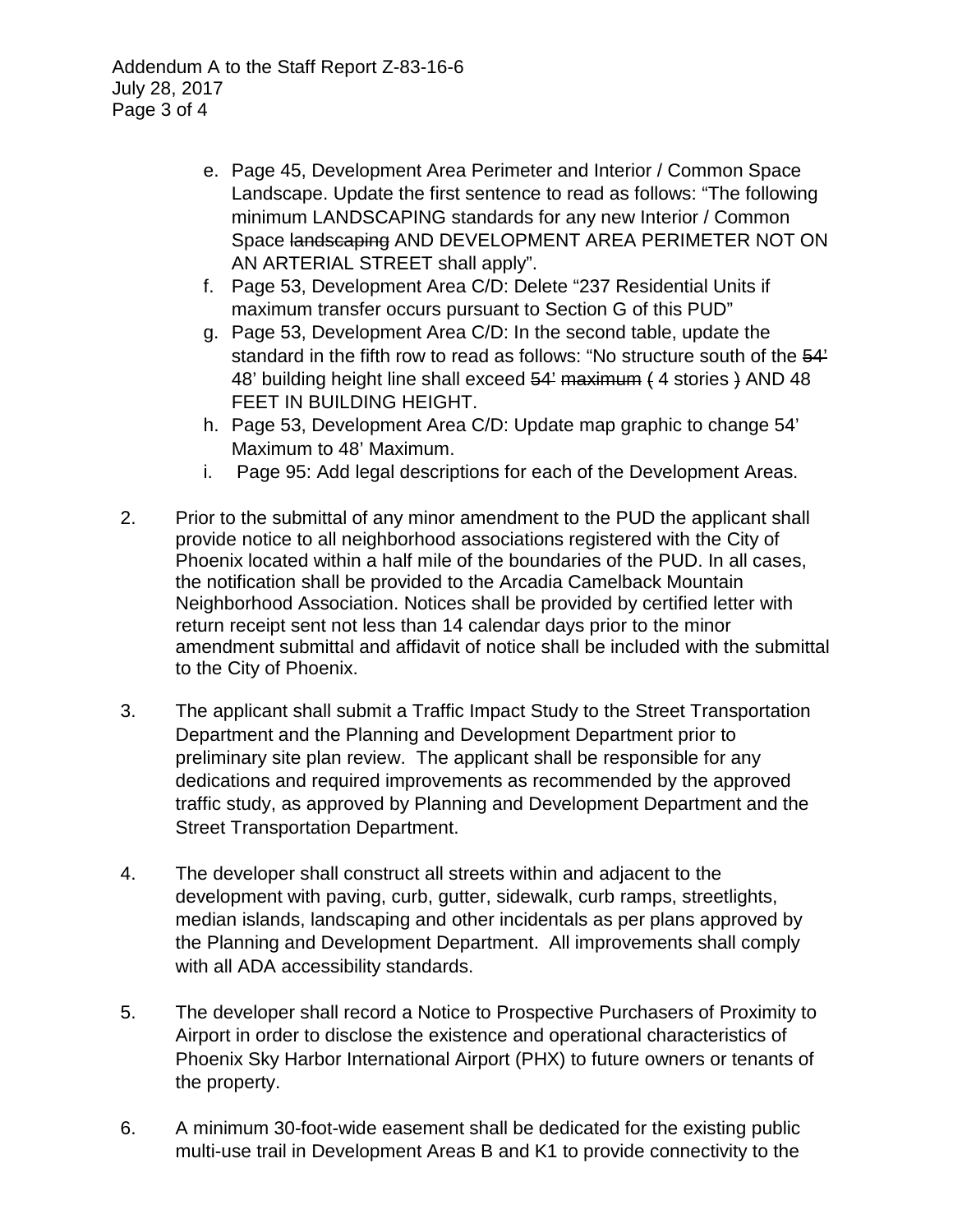e. Page 45, Development Area Perimeter and Interior / Common Space Landscape. Update the first sentence to read as follows: "The following minimum LANDSCAPING standards for any new Interior / Common Space ~~landscaping~~ AND DEVELOPMENT AREA PERIMETER NOT ON AN ARTERIAL STREET shall apply".
f. Page 53, Development Area C/D: Delete "237 Residential Units if maximum transfer occurs pursuant to Section G of this PUD"
g. Page 53, Development Area C/D: In the second table, update the standard in the fifth row to read as follows: "No structure south of the ~~54'~~ 48' building height line shall exceed ~~54'~~ ~~maximum~~ ~~(~~ 4 stories ~~)~~ AND 48 FEET IN BUILDING HEIGHT.
h. Page 53, Development Area C/D: Update map graphic to change 54' Maximum to 48' Maximum.
i. Page 95: Add legal descriptions for each of the Development Areas.

2. Prior to the submittal of any minor amendment to the PUD the applicant shall provide notice to all neighborhood associations registered with the City of Phoenix located within a half mile of the boundaries of the PUD. In all cases, the notification shall be provided to the Arcadia Camelback Mountain Neighborhood Association. Notices shall be provided by certified letter with return receipt sent not less than 14 calendar days prior to the minor amendment submittal and affidavit of notice shall be included with the submittal to the City of Phoenix.

3. The applicant shall submit a Traffic Impact Study to the Street Transportation Department and the Planning and Development Department prior to preliminary site plan review. The applicant shall be responsible for any dedications and required improvements as recommended by the approved traffic study, as approved by Planning and Development Department and the Street Transportation Department.

4. The developer shall construct all streets within and adjacent to the development with paving, curb, gutter, sidewalk, curb ramps, streetlights, median islands, landscaping and other incidentals as per plans approved by the Planning and Development Department. All improvements shall comply with all ADA accessibility standards.

5. The developer shall record a Notice to Prospective Purchasers of Proximity to Airport in order to disclose the existence and operational characteristics of Phoenix Sky Harbor International Airport (PHX) to future owners or tenants of the property.

6. A minimum 30-foot-wide easement shall be dedicated for the existing public multi-use trail in Development Areas B and K1 to provide connectivity to the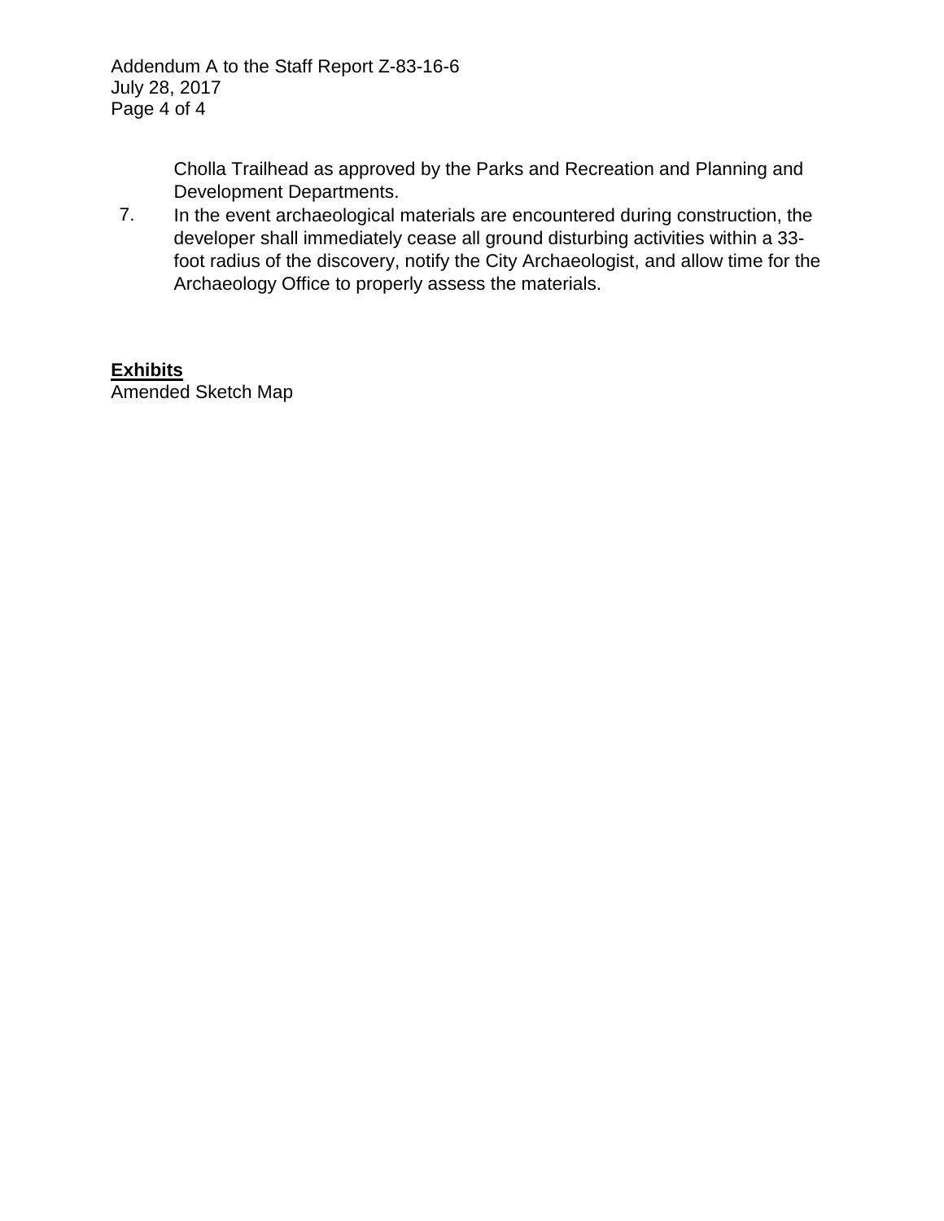Cholla Trailhead as approved by the Parks and Recreation and Planning and Development Departments.

7. In the event archaeological materials are encountered during construction, the developer shall immediately cease all ground disturbing activities within a 33-foot radius of the discovery, notify the City Archaeologist, and allow time for the Archaeology Office to properly assess the materials.

**Exhibits**

Amended Sketch Map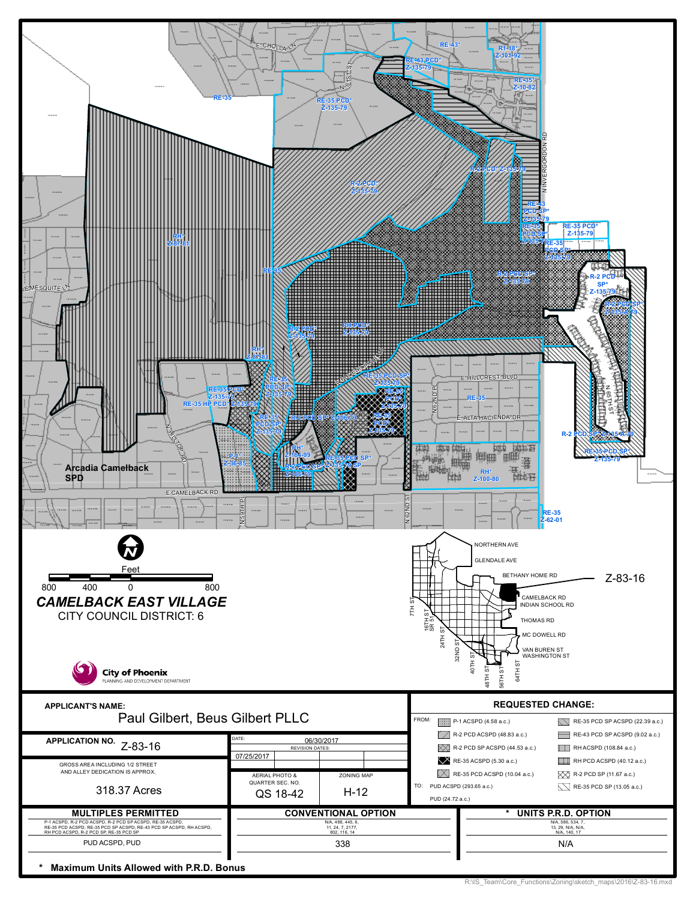CAMELBACK EAST VILLAGE

CITY COUNCIL DISTRICT: 6

Feet

800 400 0 800

Arcadia Camelback SPD

Z-83-16

NORTHERN AVE

GLENDALE AVE

BETHANY HOME RD

CAMELBACK RD

INDIAN SCHOOL RD

THOMAS RD

MC DOWELL RD

VAN BUREN ST

WASHINGTON ST

City of Phoenix

PLANNING AND DEVELOPMENT DEPARTMENT

| | | | |
|---|---|---|---|
| **APPLICANT'S NAME:** Paul Gilbert, Beus Gilbert PLLC | | | |
| **APPLICATION NO.** Z-83-16 | DATE: 06/30/2017 | REVISION DATES: 07/25/2017 | |
| GROSS AREA INCLUDING 1/2 STREET AND ALLEY DEDICATION IS APPROX. 318.37 Acres | AERIAL PHOTO & QUARTER SEC. NO. QS 18-42 | ZONING MAP H-12 | |

**REQUESTED CHANGE:**

FROM:

- P-1 ACSPD (4.58 a.c.)
- R-2 PCD ACSPD (48.83 a.c.)
- R-2 PCD SP ACSPD (44.53 a.c.)
- RE-35 ACSPD (5.30 a.c.)
- RE-35 PCD ACSPD (10.04 a.c.)
- RE-35 PCD SP ACSPD (22.39 a.c.)
- RE-43 PCD SP ACSPD (9.02 a.c.)
- RH ACSPD (108.84 a.c.)
- RH PCD ACSPD (40.12 a.c.)
- R-2 PCD SP (11.67 a.c.)
- RE-35 PCD SP (13.05 a.c.)

TO:

- PUD ACSPD (293.65 a.c.)
- PUD (24.72 a.c.)

| MULTIPLES PERMITTED | CONVENTIONAL OPTION | * UNITS P.R.D. OPTION |
|---|---|---|
| P-1 ACSPD, R-2 PCD ACSPD, R-2 PCD SP ACSPD, RE-35 ACSPD, RE-35 PCD ACSPD, RE-35 PCD SP ACSPD, RE-43 PCD SP ACSPD, RH ACSPD, RH PCD ACSPD, R-2 PCD SP, RE-35 PCD SP | N/A, 488, 445, 6, 11, 24, 7, 2177, 802, 116, 14 | N/A, 586, 534, 7, 13, 29, N/A, N/A, N/A, 140, 17 |
| PUD ACSPD, PUD | 338 | N/A |

\* **Maximum Units Allowed with P.R.D. Bonus**

R:\IS_Team\Core_Functions\Zoning\sketch_maps\2016\Z-83-16.mxd